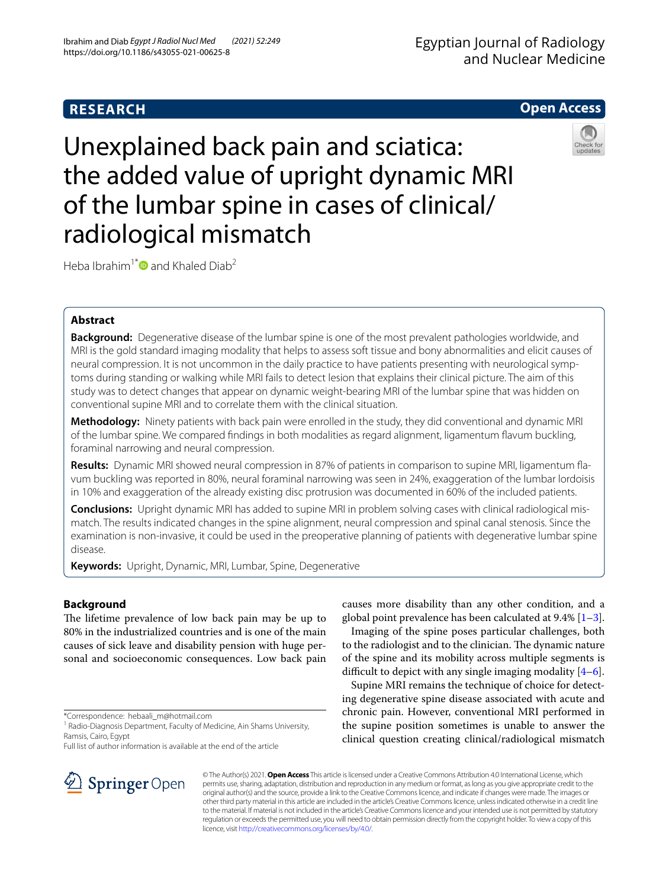RESEARCH

Open Access

# Unexplained back pain and sciatica: the added value of upright dynamic MRI of the lumbar spine in cases of clinical/radiological mismatch

Heba Ibrahim[1*] and Khaled Diab[2]

## Abstract

**Background:** Degenerative disease of the lumbar spine is one of the most prevalent pathologies worldwide, and MRI is the gold standard imaging modality that helps to assess soft tissue and bony abnormalities and elicit causes of neural compression. It is not uncommon in the daily practice to have patients presenting with neurological symptoms during standing or walking while MRI fails to detect lesion that explains their clinical picture. The aim of this study was to detect changes that appear on dynamic weight-bearing MRI of the lumbar spine that was hidden on conventional supine MRI and to correlate them with the clinical situation.

**Methodology:** Ninety patients with back pain were enrolled in the study, they did conventional and dynamic MRI of the lumbar spine. We compared findings in both modalities as regard alignment, ligamentum flavum buckling, foraminal narrowing and neural compression.

**Results:** Dynamic MRI showed neural compression in 87% of patients in comparison to supine MRI, ligamentum flavum buckling was reported in 80%, neural foraminal narrowing was seen in 24%, exaggeration of the lumbar lordoisis in 10% and exaggeration of the already existing disc protrusion was documented in 60% of the included patients.

**Conclusions:** Upright dynamic MRI has added to supine MRI in problem solving cases with clinical radiological mismatch. The results indicated changes in the spine alignment, neural compression and spinal canal stenosis. Since the examination is non-invasive, it could be used in the preoperative planning of patients with degenerative lumbar spine disease.

**Keywords:** Upright, Dynamic, MRI, Lumbar, Spine, Degenerative

## Background

The lifetime prevalence of low back pain may be up to 80% in the industrialized countries and is one of the main causes of sick leave and disability pension with huge personal and socioeconomic consequences. Low back pain causes more disability than any other condition, and a global point prevalence has been calculated at 9.4% [1–3].

Imaging of the spine poses particular challenges, both to the radiologist and to the clinician. The dynamic nature of the spine and its mobility across multiple segments is difficult to depict with any single imaging modality [4–6].

Supine MRI remains the technique of choice for detecting degenerative spine disease associated with acute and chronic pain. However, conventional MRI performed in the supine position sometimes is unable to answer the clinical question creating clinical/radiological mismatch

*Correspondence: hebaali_m@hotmail.com
[1] Radio-Diagnosis Department, Faculty of Medicine, Ain Shams University, Ramsis, Cairo, Egypt
Full list of author information is available at the end of the article

© The Author(s) 2021. **Open Access** This article is licensed under a Creative Commons Attribution 4.0 International License, which permits use, sharing, adaptation, distribution and reproduction in any medium or format, as long as you give appropriate credit to the original author(s) and the source, provide a link to the Creative Commons licence, and indicate if changes were made. The images or other third party material in this article are included in the article's Creative Commons licence, unless indicated otherwise in a credit line to the material. If material is not included in the article's Creative Commons licence and your intended use is not permitted by statutory regulation or exceeds the permitted use, you will need to obtain permission directly from the copyright holder. To view a copy of this licence, visit http://creativecommons.org/licenses/by/4.0/.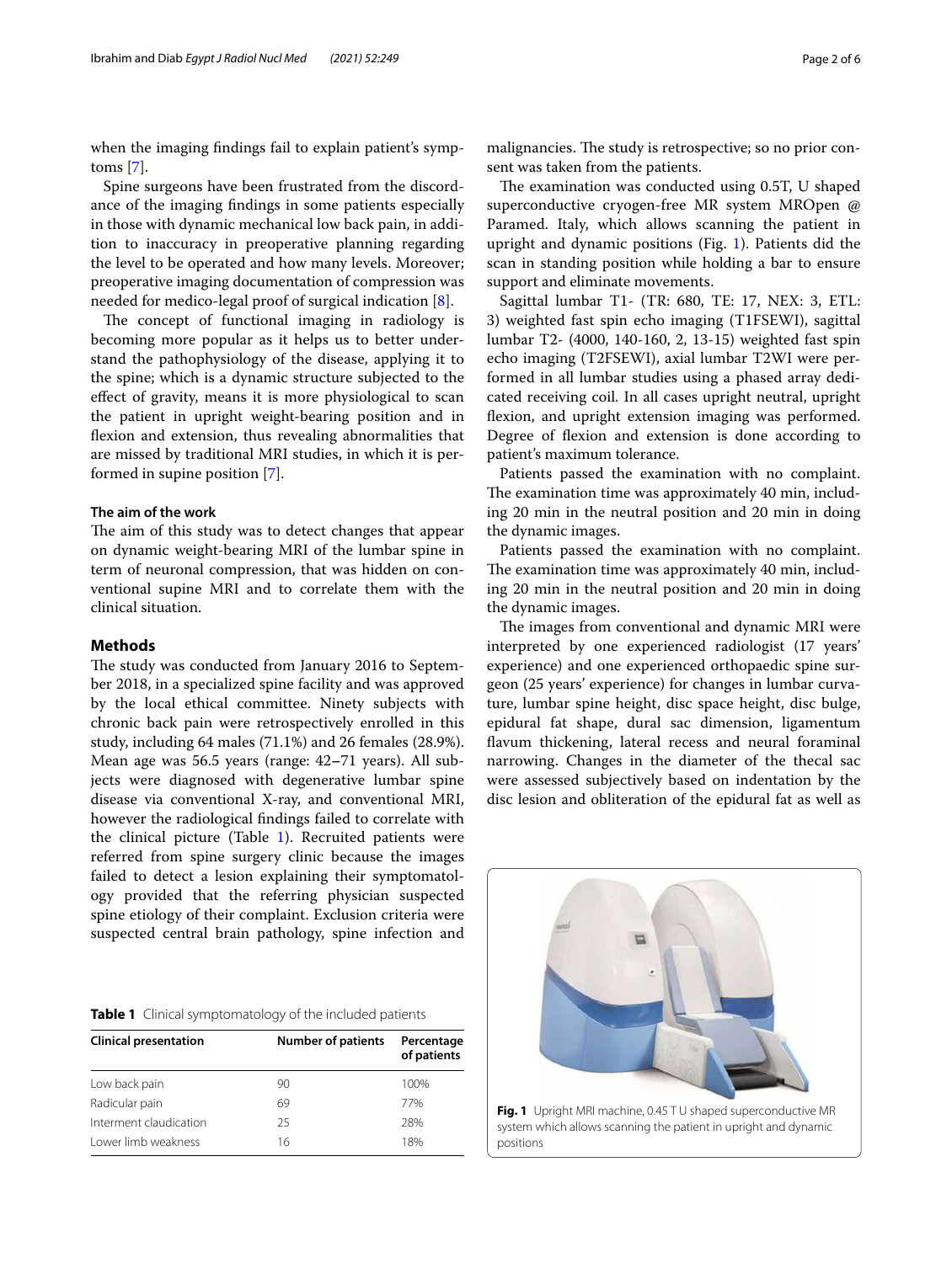when the imaging findings fail to explain patient's symptoms [7].

Spine surgeons have been frustrated from the discordance of the imaging findings in some patients especially in those with dynamic mechanical low back pain, in addition to inaccuracy in preoperative planning regarding the level to be operated and how many levels. Moreover; preoperative imaging documentation of compression was needed for medico-legal proof of surgical indication [8].

The concept of functional imaging in radiology is becoming more popular as it helps us to better understand the pathophysiology of the disease, applying it to the spine; which is a dynamic structure subjected to the effect of gravity, means it is more physiological to scan the patient in upright weight-bearing position and in flexion and extension, thus revealing abnormalities that are missed by traditional MRI studies, in which it is performed in supine position [7].

### The aim of the work

The aim of this study was to detect changes that appear on dynamic weight-bearing MRI of the lumbar spine in term of neuronal compression, that was hidden on conventional supine MRI and to correlate them with the clinical situation.

## Methods

The study was conducted from January 2016 to September 2018, in a specialized spine facility and was approved by the local ethical committee. Ninety subjects with chronic back pain were retrospectively enrolled in this study, including 64 males (71.1%) and 26 females (28.9%). Mean age was 56.5 years (range: 42–71 years). All subjects were diagnosed with degenerative lumbar spine disease via conventional X-ray, and conventional MRI, however the radiological findings failed to correlate with the clinical picture (Table 1). Recruited patients were referred from spine surgery clinic because the images failed to detect a lesion explaining their symptomatology provided that the referring physician suspected spine etiology of their complaint. Exclusion criteria were suspected central brain pathology, spine infection and malignancies. The study is retrospective; so no prior consent was taken from the patients.

**Table 1** Clinical symptomatology of the included patients

| Clinical presentation | Number of patients | Percentage of patients |
|---|---|---|
| Low back pain | 90 | 100% |
| Radicular pain | 69 | 77% |
| Interment claudication | 25 | 28% |
| Lower limb weakness | 16 | 18% |

The examination was conducted using 0.5T, U shaped superconductive cryogen-free MR system MROpen @ Paramed. Italy, which allows scanning the patient in upright and dynamic positions (Fig. 1). Patients did the scan in standing position while holding a bar to ensure support and eliminate movements.

Sagittal lumbar T1- (TR: 680, TE: 17, NEX: 3, ETL: 3) weighted fast spin echo imaging (T1FSEWI), sagittal lumbar T2- (4000, 140-160, 2, 13-15) weighted fast spin echo imaging (T2FSEWI), axial lumbar T2WI were performed in all lumbar studies using a phased array dedicated receiving coil. In all cases upright neutral, upright flexion, and upright extension imaging was performed. Degree of flexion and extension is done according to patient's maximum tolerance.

Patients passed the examination with no complaint. The examination time was approximately 40 min, including 20 min in the neutral position and 20 min in doing the dynamic images.

Patients passed the examination with no complaint. The examination time was approximately 40 min, including 20 min in the neutral position and 20 min in doing the dynamic images.

The images from conventional and dynamic MRI were interpreted by one experienced radiologist (17 years' experience) and one experienced orthopaedic spine surgeon (25 years' experience) for changes in lumbar curvature, lumbar spine height, disc space height, disc bulge, epidural fat shape, dural sac dimension, ligamentum flavum thickening, lateral recess and neural foraminal narrowing. Changes in the diameter of the thecal sac were assessed subjectively based on indentation by the disc lesion and obliteration of the epidural fat as well as

**Fig. 1** Upright MRI machine, 0.45 T U shaped superconductive MR system which allows scanning the patient in upright and dynamic positions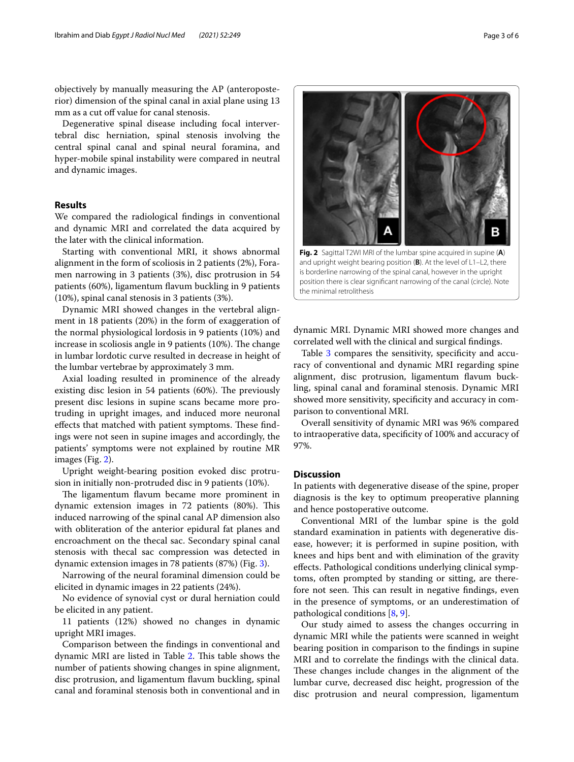objectively by manually measuring the AP (anteroposterior) dimension of the spinal canal in axial plane using 13 mm as a cut off value for canal stenosis.

Degenerative spinal disease including focal intervertebral disc herniation, spinal stenosis involving the central spinal canal and spinal neural foramina, and hyper-mobile spinal instability were compared in neutral and dynamic images.

## Results

We compared the radiological findings in conventional and dynamic MRI and correlated the data acquired by the later with the clinical information.

Starting with conventional MRI, it shows abnormal alignment in the form of scoliosis in 2 patients (2%), Foramen narrowing in 3 patients (3%), disc protrusion in 54 patients (60%), ligamentum flavum buckling in 9 patients (10%), spinal canal stenosis in 3 patients (3%).

Dynamic MRI showed changes in the vertebral alignment in 18 patients (20%) in the form of exaggeration of the normal physiological lordosis in 9 patients (10%) and increase in scoliosis angle in 9 patients (10%). The change in lumbar lordotic curve resulted in decrease in height of the lumbar vertebrae by approximately 3 mm.

Axial loading resulted in prominence of the already existing disc lesion in 54 patients (60%). The previously present disc lesions in supine scans became more protruding in upright images, and induced more neuronal effects that matched with patient symptoms. These findings were not seen in supine images and accordingly, the patients' symptoms were not explained by routine MR images (Fig. 2).

Upright weight-bearing position evoked disc protrusion in initially non-protruded disc in 9 patients (10%).

The ligamentum flavum became more prominent in dynamic extension images in 72 patients (80%). This induced narrowing of the spinal canal AP dimension also with obliteration of the anterior epidural fat planes and encroachment on the thecal sac. Secondary spinal canal stenosis with thecal sac compression was detected in dynamic extension images in 78 patients (87%) (Fig. 3).

Narrowing of the neural foraminal dimension could be elicited in dynamic images in 22 patients (24%).

No evidence of synovial cyst or dural herniation could be elicited in any patient.

11 patients (12%) showed no changes in dynamic upright MRI images.

Comparison between the findings in conventional and dynamic MRI are listed in Table 2. This table shows the number of patients showing changes in spine alignment, disc protrusion, and ligamentum flavum buckling, spinal canal and foraminal stenosis both in conventional and in dynamic MRI. Dynamic MRI showed more changes and correlated well with the clinical and surgical findings.

**Fig. 2** Sagittal T2WI MRI of the lumbar spine acquired in supine (**A**) and upright weight bearing position (**B**). At the level of L1–L2, there is borderline narrowing of the spinal canal, however in the upright position there is clear significant narrowing of the canal (circle). Note the minimal retrolithesis

Table 3 compares the sensitivity, specificity and accuracy of conventional and dynamic MRI regarding spine alignment, disc protrusion, ligamentum flavum buckling, spinal canal and foraminal stenosis. Dynamic MRI showed more sensitivity, specificity and accuracy in comparison to conventional MRI.

Overall sensitivity of dynamic MRI was 96% compared to intraoperative data, specificity of 100% and accuracy of 97%.

## Discussion

In patients with degenerative disease of the spine, proper diagnosis is the key to optimum preoperative planning and hence postoperative outcome.

Conventional MRI of the lumbar spine is the gold standard examination in patients with degenerative disease, however; it is performed in supine position, with knees and hips bent and with elimination of the gravity effects. Pathological conditions underlying clinical symptoms, often prompted by standing or sitting, are therefore not seen. This can result in negative findings, even in the presence of symptoms, or an underestimation of pathological conditions [8, 9].

Our study aimed to assess the changes occurring in dynamic MRI while the patients were scanned in weight bearing position in comparison to the findings in supine MRI and to correlate the findings with the clinical data. These changes include changes in the alignment of the lumbar curve, decreased disc height, progression of the disc protrusion and neural compression, ligamentum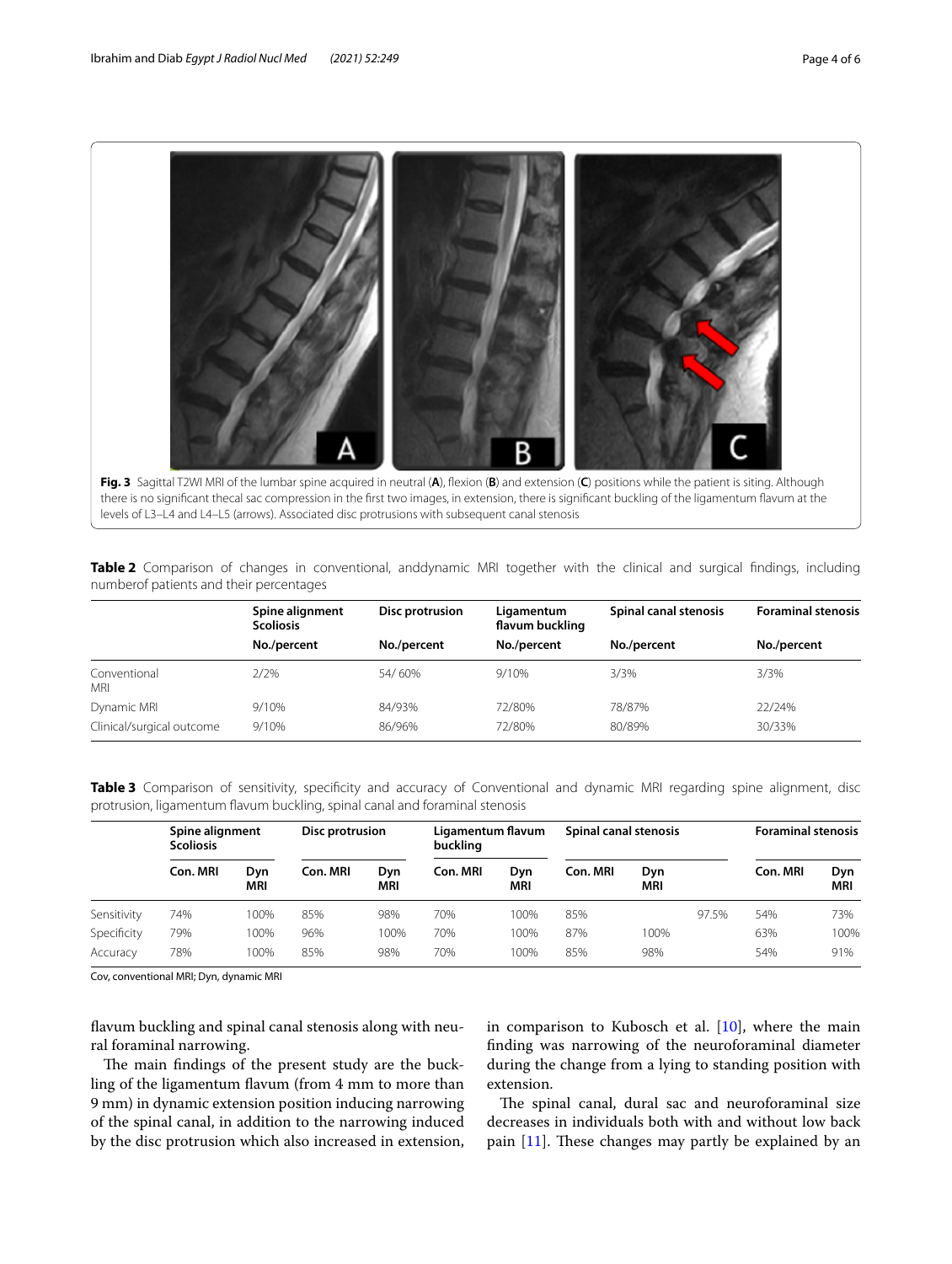**Fig. 3** Sagittal T2WI MRI of the lumbar spine acquired in neutral (**A**), flexion (**B**) and extension (**C**) positions while the patient is siting. Although there is no significant thecal sac compression in the first two images, in extension, there is significant buckling of the ligamentum flavum at the levels of L3–L4 and L4–L5 (arrows). Associated disc protrusions with subsequent canal stenosis

**Table 2** Comparison of changes in conventional, anddynamic MRI together with the clinical and surgical findings, including numberof patients and their percentages

| | Spine alignment Scoliosis | Disc protrusion | Ligamentum flavum buckling | Spinal canal stenosis | Foraminal stenosis |
|---|---|---|---|---|---|
| | No./percent | No./percent | No./percent | No./percent | No./percent |
| Conventional MRI | 2/2% | 54/ 60% | 9/10% | 3/3% | 3/3% |
| Dynamic MRI | 9/10% | 84/93% | 72/80% | 78/87% | 22/24% |
| Clinical/surgical outcome | 9/10% | 86/96% | 72/80% | 80/89% | 30/33% |

**Table 3** Comparison of sensitivity, specificity and accuracy of Conventional and dynamic MRI regarding spine alignment, disc protrusion, ligamentum flavum buckling, spinal canal and foraminal stenosis

| | Spine alignment Scoliosis | | Disc protrusion | | Ligamentum flavum buckling | | Spinal canal stenosis | | | Foraminal stenosis | |
|---|---|---|---|---|---|---|---|---|---|---|---|
| | Con. MRI | Dyn MRI | Con. MRI | Dyn MRI | Con. MRI | Dyn MRI | Con. MRI | Dyn MRI | | Con. MRI | Dyn MRI |
| Sensitivity | 74% | 100% | 85% | 98% | 70% | 100% | 85% | | 97.5% | 54% | 73% |
| Specificity | 79% | 100% | 96% | 100% | 70% | 100% | 87% | 100% | | 63% | 100% |
| Accuracy | 78% | 100% | 85% | 98% | 70% | 100% | 85% | 98% | | 54% | 91% |

Cov, conventional MRI; Dyn, dynamic MRI

flavum buckling and spinal canal stenosis along with neural foraminal narrowing.

The main findings of the present study are the buckling of the ligamentum flavum (from 4 mm to more than 9 mm) in dynamic extension position inducing narrowing of the spinal canal, in addition to the narrowing induced by the disc protrusion which also increased in extension, in comparison to Kubosch et al. [10], where the main finding was narrowing of the neuroforaminal diameter during the change from a lying to standing position with extension.

The spinal canal, dural sac and neuroforaminal size decreases in individuals both with and without low back pain [11]. These changes may partly be explained by an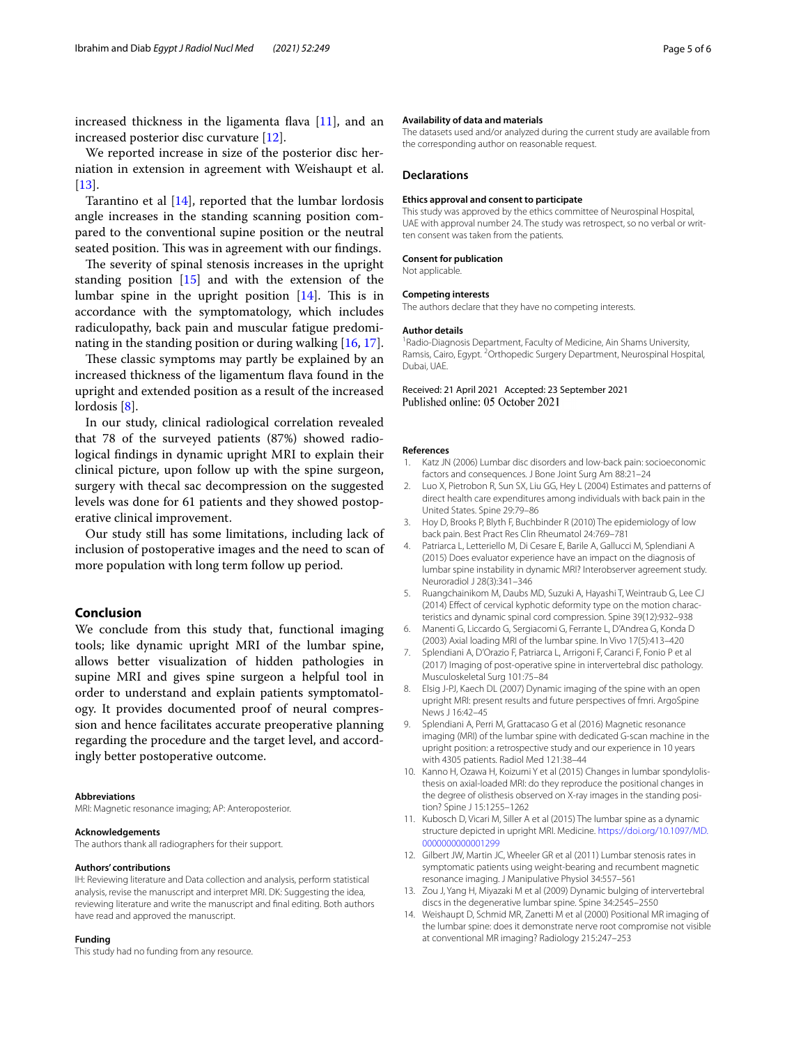increased thickness in the ligamenta flava [11], and an increased posterior disc curvature [12].

We reported increase in size of the posterior disc herniation in extension in agreement with Weishaupt et al. [13].

Tarantino et al [14], reported that the lumbar lordosis angle increases in the standing scanning position compared to the conventional supine position or the neutral seated position. This was in agreement with our findings.

The severity of spinal stenosis increases in the upright standing position [15] and with the extension of the lumbar spine in the upright position [14]. This is in accordance with the symptomatology, which includes radiculopathy, back pain and muscular fatigue predominating in the standing position or during walking [16, 17].

These classic symptoms may partly be explained by an increased thickness of the ligamentum flava found in the upright and extended position as a result of the increased lordosis [8].

In our study, clinical radiological correlation revealed that 78 of the surveyed patients (87%) showed radiological findings in dynamic upright MRI to explain their clinical picture, upon follow up with the spine surgeon, surgery with thecal sac decompression on the suggested levels was done for 61 patients and they showed postoperative clinical improvement.

Our study still has some limitations, including lack of inclusion of postoperative images and the need to scan of more population with long term follow up period.

## Conclusion

We conclude from this study that, functional imaging tools; like dynamic upright MRI of the lumbar spine, allows better visualization of hidden pathologies in supine MRI and gives spine surgeon a helpful tool in order to understand and explain patients symptomatology. It provides documented proof of neural compression and hence facilitates accurate preoperative planning regarding the procedure and the target level, and accordingly better postoperative outcome.

#### Abbreviations

MRI: Magnetic resonance imaging; AP: Anteroposterior.

#### Acknowledgements

The authors thank all radiographers for their support.

#### Authors' contributions

IH: Reviewing literature and Data collection and analysis, perform statistical analysis, revise the manuscript and interpret MRI. DK: Suggesting the idea, reviewing literature and write the manuscript and final editing. Both authors have read and approved the manuscript.

#### Funding

This study had no funding from any resource.

#### Availability of data and materials

The datasets used and/or analyzed during the current study are available from the corresponding author on reasonable request.

### Declarations

#### Ethics approval and consent to participate

This study was approved by the ethics committee of Neurospinal Hospital, UAE with approval number 24. The study was retrospect, so no verbal or written consent was taken from the patients.

#### Consent for publication

Not applicable.

#### Competing interests

The authors declare that they have no competing interests.

#### Author details

[1]Radio-Diagnosis Department, Faculty of Medicine, Ain Shams University, Ramsis, Cairo, Egypt. [2]Orthopedic Surgery Department, Neurospinal Hospital, Dubai, UAE.

Received: 21 April 2021 Accepted: 23 September 2021
Published online: 05 October 2021

#### References

1. Katz JN (2006) Lumbar disc disorders and low-back pain: socioeconomic factors and consequences. J Bone Joint Surg Am 88:21–24
2. Luo X, Pietrobon R, Sun SX, Liu GG, Hey L (2004) Estimates and patterns of direct health care expenditures among individuals with back pain in the United States. Spine 29:79–86
3. Hoy D, Brooks P, Blyth F, Buchbinder R (2010) The epidemiology of low back pain. Best Pract Res Clin Rheumatol 24:769–781
4. Patriarca L, Letteriello M, Di Cesare E, Barile A, Gallucci M, Splendiani A (2015) Does evaluator experience have an impact on the diagnosis of lumbar spine instability in dynamic MRI? Interobserver agreement study. Neuroradiol J 28(3):341–346
5. Ruangchainikom M, Daubs MD, Suzuki A, Hayashi T, Weintraub G, Lee CJ (2014) Effect of cervical kyphotic deformity type on the motion characteristics and dynamic spinal cord compression. Spine 39(12):932–938
6. Manenti G, Liccardo G, Sergiacomi G, Ferrante L, D'Andrea G, Konda D (2003) Axial loading MRI of the lumbar spine. In Vivo 17(5):413–420
7. Splendiani A, D'Orazio F, Patriarca L, Arrigoni F, Caranci F, Fonio P et al (2017) Imaging of post-operative spine in intervertebral disc pathology. Musculoskeletal Surg 101:75–84
8. Elsig J-PJ, Kaech DL (2007) Dynamic imaging of the spine with an open upright MRI: present results and future perspectives of fmri. ArgoSpine News J 16:42–45
9. Splendiani A, Perri M, Grattacaso G et al (2016) Magnetic resonance imaging (MRI) of the lumbar spine with dedicated G-scan machine in the upright position: a retrospective study and our experience in 10 years with 4305 patients. Radiol Med 121:38–44
10. Kanno H, Ozawa H, Koizumi Y et al (2015) Changes in lumbar spondylolisthesis on axial-loaded MRI: do they reproduce the positional changes in the degree of olisthesis observed on X-ray images in the standing position? Spine J 15:1255–1262
11. Kubosch D, Vicari M, Siller A et al (2015) The lumbar spine as a dynamic structure depicted in upright MRI. Medicine. https://doi.org/10.1097/MD.0000000000001299
12. Gilbert JW, Martin JC, Wheeler GR et al (2011) Lumbar stenosis rates in symptomatic patients using weight-bearing and recumbent magnetic resonance imaging. J Manipulative Physiol 34:557–561
13. Zou J, Yang H, Miyazaki M et al (2009) Dynamic bulging of intervertebral discs in the degenerative lumbar spine. Spine 34:2545–2550
14. Weishaupt D, Schmid MR, Zanetti M et al (2000) Positional MR imaging of the lumbar spine: does it demonstrate nerve root compromise not visible at conventional MR imaging? Radiology 215:247–253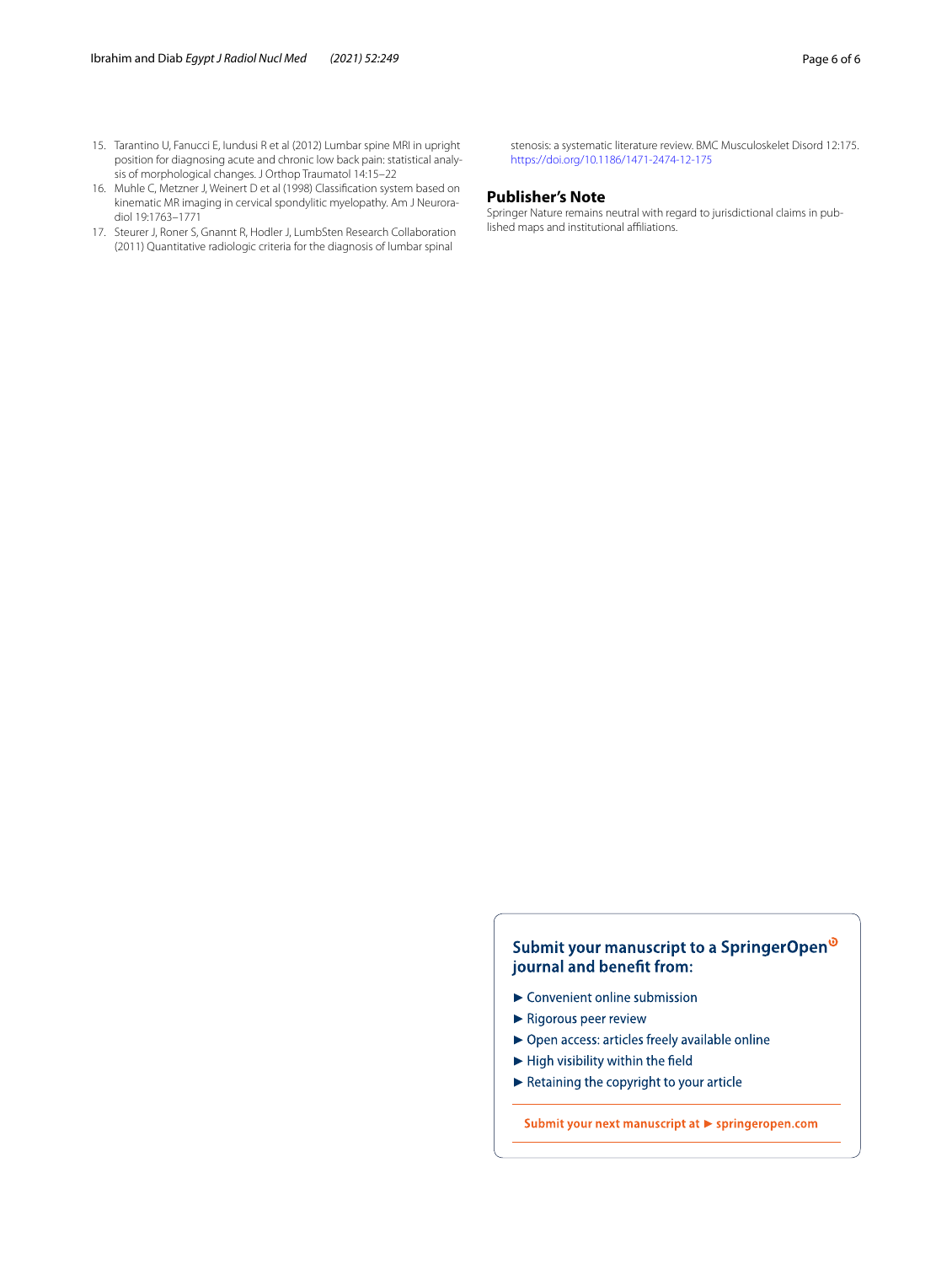15. Tarantino U, Fanucci E, Iundusi R et al (2012) Lumbar spine MRI in upright position for diagnosing acute and chronic low back pain: statistical analysis of morphological changes. J Orthop Traumatol 14:15–22
16. Muhle C, Metzner J, Weinert D et al (1998) Classification system based on kinematic MR imaging in cervical spondylitic myelopathy. Am J Neuroradiol 19:1763–1771
17. Steurer J, Roner S, Gnannt R, Hodler J, LumbSten Research Collaboration (2011) Quantitative radiologic criteria for the diagnosis of lumbar spinal stenosis: a systematic literature review. BMC Musculoskelet Disord 12:175. https://doi.org/10.1186/1471-2474-12-175

## Publisher's Note

Springer Nature remains neutral with regard to jurisdictional claims in published maps and institutional affiliations.

**Submit your manuscript to a SpringerOpen journal and benefit from:**

- ► Convenient online submission
- ► Rigorous peer review
- ► Open access: articles freely available online
- ► High visibility within the field
- ► Retaining the copyright to your article

**Submit your next manuscript at ► springeropen.com**